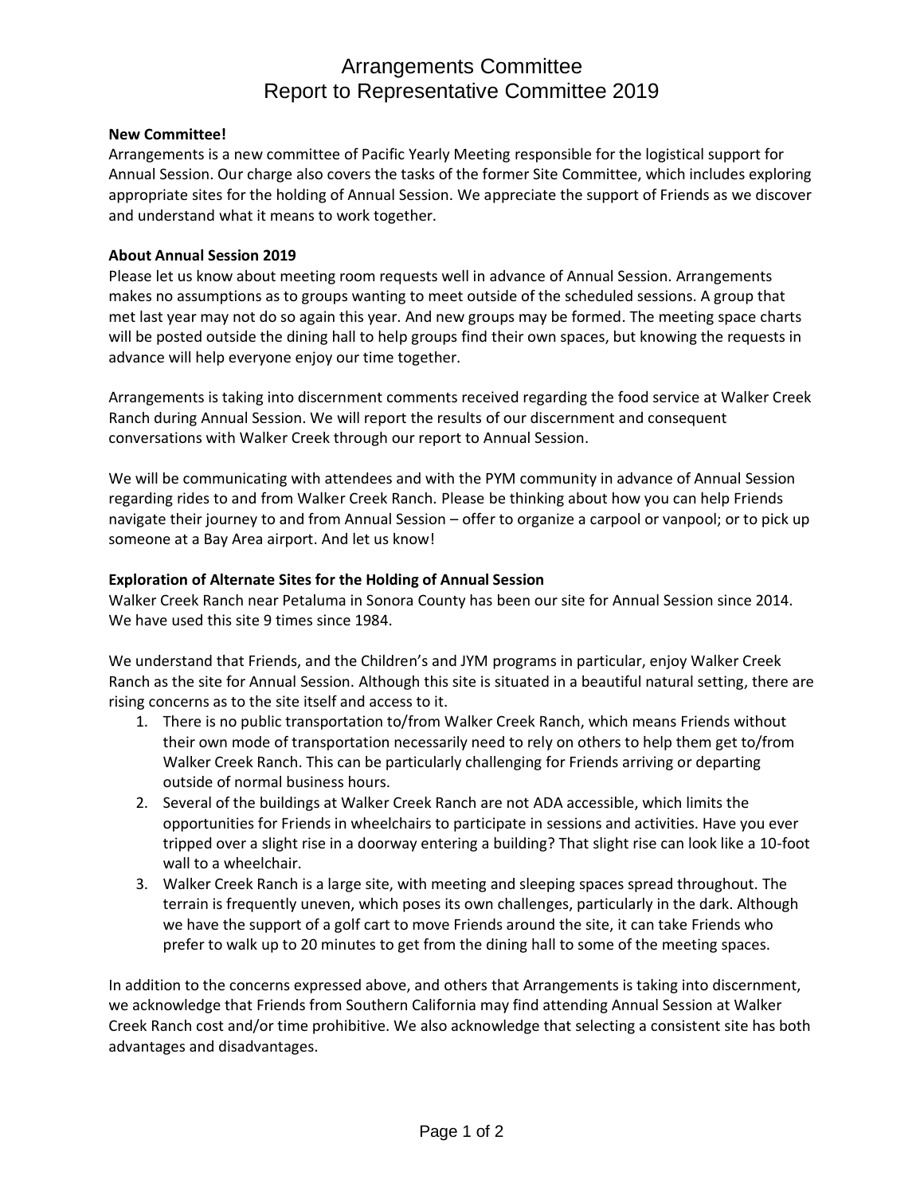# Arrangements Committee
# Report to Representative Committee 2019

**New Committee!**

Arrangements is a new committee of Pacific Yearly Meeting responsible for the logistical support for Annual Session. Our charge also covers the tasks of the former Site Committee, which includes exploring appropriate sites for the holding of Annual Session. We appreciate the support of Friends as we discover and understand what it means to work together.

**About Annual Session 2019**

Please let us know about meeting room requests well in advance of Annual Session. Arrangements makes no assumptions as to groups wanting to meet outside of the scheduled sessions. A group that met last year may not do so again this year. And new groups may be formed. The meeting space charts will be posted outside the dining hall to help groups find their own spaces, but knowing the requests in advance will help everyone enjoy our time together.

Arrangements is taking into discernment comments received regarding the food service at Walker Creek Ranch during Annual Session. We will report the results of our discernment and consequent conversations with Walker Creek through our report to Annual Session.

We will be communicating with attendees and with the PYM community in advance of Annual Session regarding rides to and from Walker Creek Ranch. Please be thinking about how you can help Friends navigate their journey to and from Annual Session – offer to organize a carpool or vanpool; or to pick up someone at a Bay Area airport. And let us know!

**Exploration of Alternate Sites for the Holding of Annual Session**

Walker Creek Ranch near Petaluma in Sonora County has been our site for Annual Session since 2014. We have used this site 9 times since 1984.

We understand that Friends, and the Children's and JYM programs in particular, enjoy Walker Creek Ranch as the site for Annual Session. Although this site is situated in a beautiful natural setting, there are rising concerns as to the site itself and access to it.

1. There is no public transportation to/from Walker Creek Ranch, which means Friends without their own mode of transportation necessarily need to rely on others to help them get to/from Walker Creek Ranch. This can be particularly challenging for Friends arriving or departing outside of normal business hours.
2. Several of the buildings at Walker Creek Ranch are not ADA accessible, which limits the opportunities for Friends in wheelchairs to participate in sessions and activities. Have you ever tripped over a slight rise in a doorway entering a building? That slight rise can look like a 10-foot wall to a wheelchair.
3. Walker Creek Ranch is a large site, with meeting and sleeping spaces spread throughout. The terrain is frequently uneven, which poses its own challenges, particularly in the dark. Although we have the support of a golf cart to move Friends around the site, it can take Friends who prefer to walk up to 20 minutes to get from the dining hall to some of the meeting spaces.

In addition to the concerns expressed above, and others that Arrangements is taking into discernment, we acknowledge that Friends from Southern California may find attending Annual Session at Walker Creek Ranch cost and/or time prohibitive. We also acknowledge that selecting a consistent site has both advantages and disadvantages.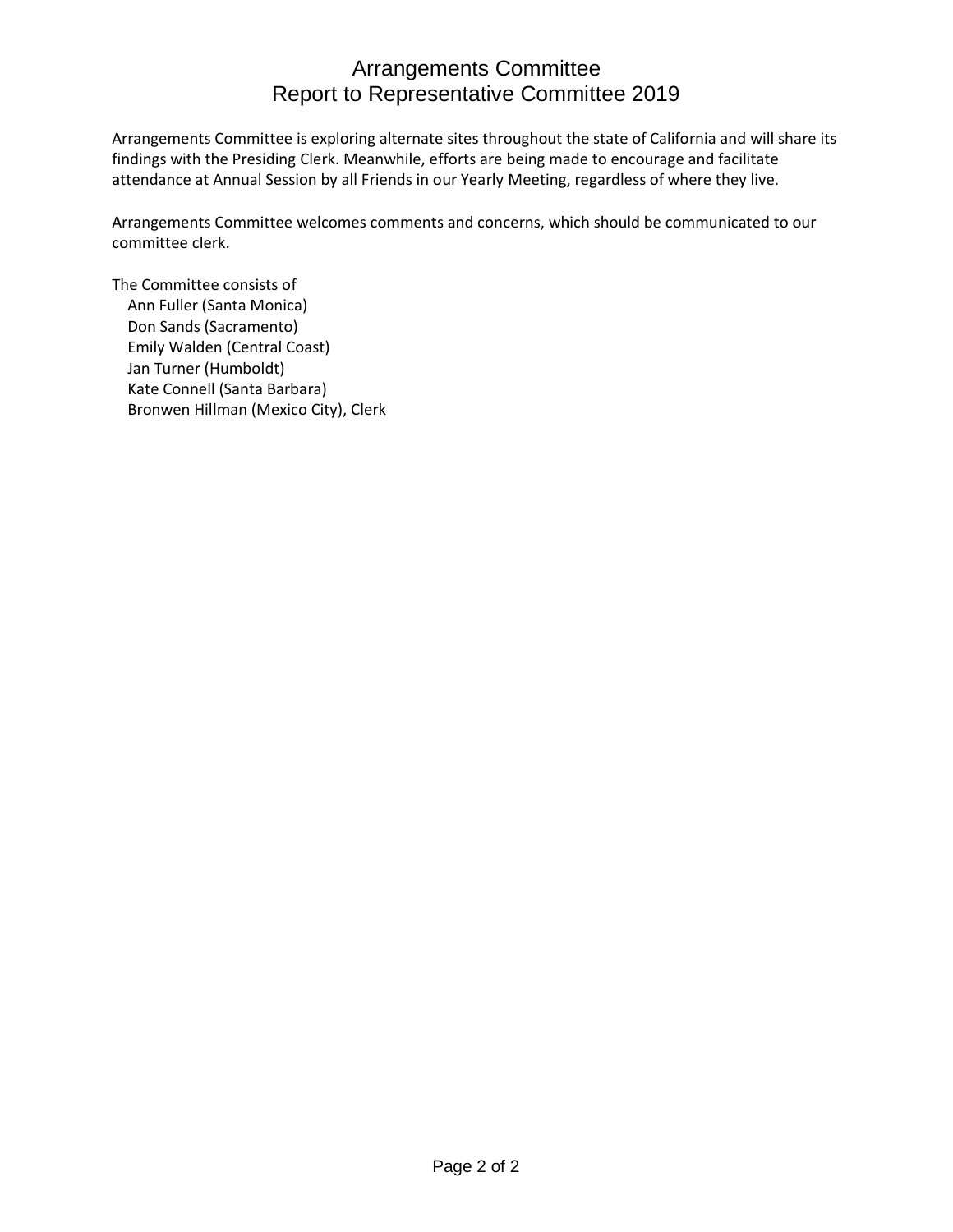# Arrangements Committee
## Report to Representative Committee 2019

Arrangements Committee is exploring alternate sites throughout the state of California and will share its findings with the Presiding Clerk. Meanwhile, efforts are being made to encourage and facilitate attendance at Annual Session by all Friends in our Yearly Meeting, regardless of where they live.

Arrangements Committee welcomes comments and concerns, which should be communicated to our committee clerk.

The Committee consists of

- Ann Fuller (Santa Monica)
- Don Sands (Sacramento)
- Emily Walden (Central Coast)
- Jan Turner (Humboldt)
- Kate Connell (Santa Barbara)
- Bronwen Hillman (Mexico City), Clerk